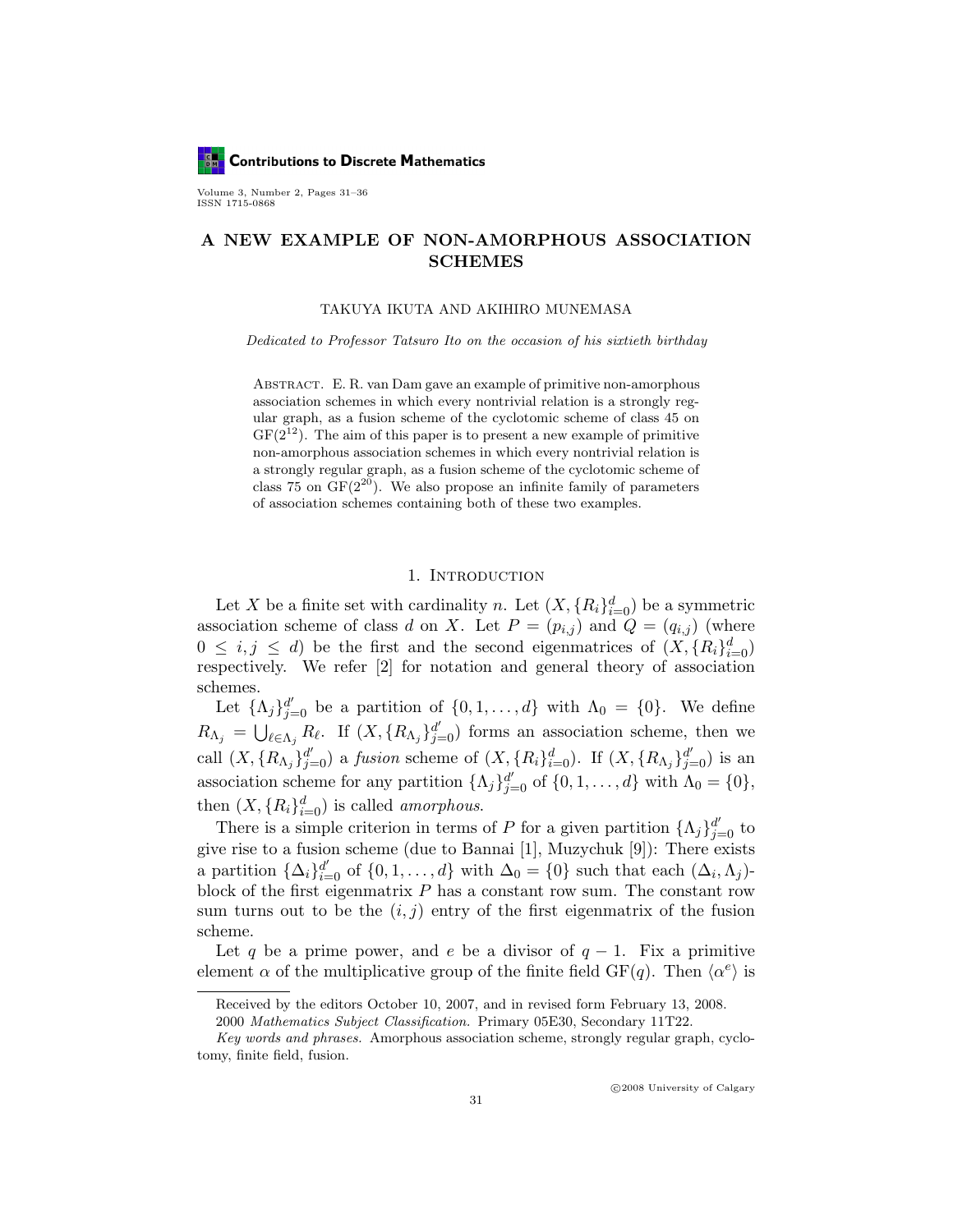# A NEW EXAMPLE OF NON-AMORPHOUS ASSOCIATION SCHEMES

TAKUYA IKUTA AND AKIHIRO MUNEMASA

*Dedicated to Professor Tatsuro Ito on the occasion of his sixtieth birthday*

Abstract. E. R. van Dam gave an example of primitive non-amorphous association schemes in which every nontrivial relation is a strongly regular graph, as a fusion scheme of the cyclotomic scheme of class 45 on $\mathrm{GF}(2^{12})$. The aim of this paper is to present a new example of primitive non-amorphous association schemes in which every nontrivial relation is a strongly regular graph, as a fusion scheme of the cyclotomic scheme of class 75 on $\mathrm{GF}(2^{20})$. We also propose an infinite family of parameters of association schemes containing both of these two examples.

## 1. Introduction

Let $X$ be a finite set with cardinality $n$. Let $(X, \{R_i\}_{i=0}^d)$ be a symmetric association scheme of class $d$ on $X$. Let $P = (p_{i,j})$ and $Q = (q_{i,j})$ (where $0 \leq i, j \leq d$) be the first and the second eigenmatrices of $(X, \{R_i\}_{i=0}^d)$ respectively. We refer [2] for notation and general theory of association schemes.

Let $\{\Lambda_j\}_{j=0}^{d'}$ be a partition of $\{0, 1, \ldots, d\}$ with $\Lambda_0 = \{0\}$. We define $R_{\Lambda_j} = \bigcup_{\ell \in \Lambda_j} R_\ell$. If $(X, \{R_{\Lambda_j}\}_{j=0}^{d'})$ forms an association scheme, then we call $(X, \{R_{\Lambda_j}\}_{j=0}^{d'})$ a *fusion* scheme of $(X, \{R_i\}_{i=0}^d)$. If $(X, \{R_{\Lambda_j}\}_{j=0}^{d'})$ is an association scheme for any partition $\{\Lambda_j\}_{j=0}^{d'}$ of $\{0, 1, \ldots, d\}$ with $\Lambda_0 = \{0\}$, then $(X, \{R_i\}_{i=0}^d)$ is called *amorphous*.

There is a simple criterion in terms of $P$ for a given partition $\{\Lambda_j\}_{j=0}^{d'}$ to give rise to a fusion scheme (due to Bannai [1], Muzychuk [9]): There exists a partition $\{\Delta_i\}_{i=0}^{d'}$ of $\{0, 1, \ldots, d\}$ with $\Delta_0 = \{0\}$ such that each $(\Delta_i, \Lambda_j)$-block of the first eigenmatrix $P$ has a constant row sum. The constant row sum turns out to be the $(i, j)$ entry of the first eigenmatrix of the fusion scheme.

Let $q$ be a prime power, and $e$ be a divisor of $q - 1$. Fix a primitive element $\alpha$ of the multiplicative group of the finite field $\mathrm{GF}(q)$. Then $\langle \alpha^e \rangle$ is

---

Received by the editors October 10, 2007, and in revised form February 13, 2008.

2000 *Mathematics Subject Classification.* Primary 05E30, Secondary 11T22.

*Key words and phrases.* Amorphous association scheme, strongly regular graph, cyclotomy, finite field, fusion.

©2008 University of Calgary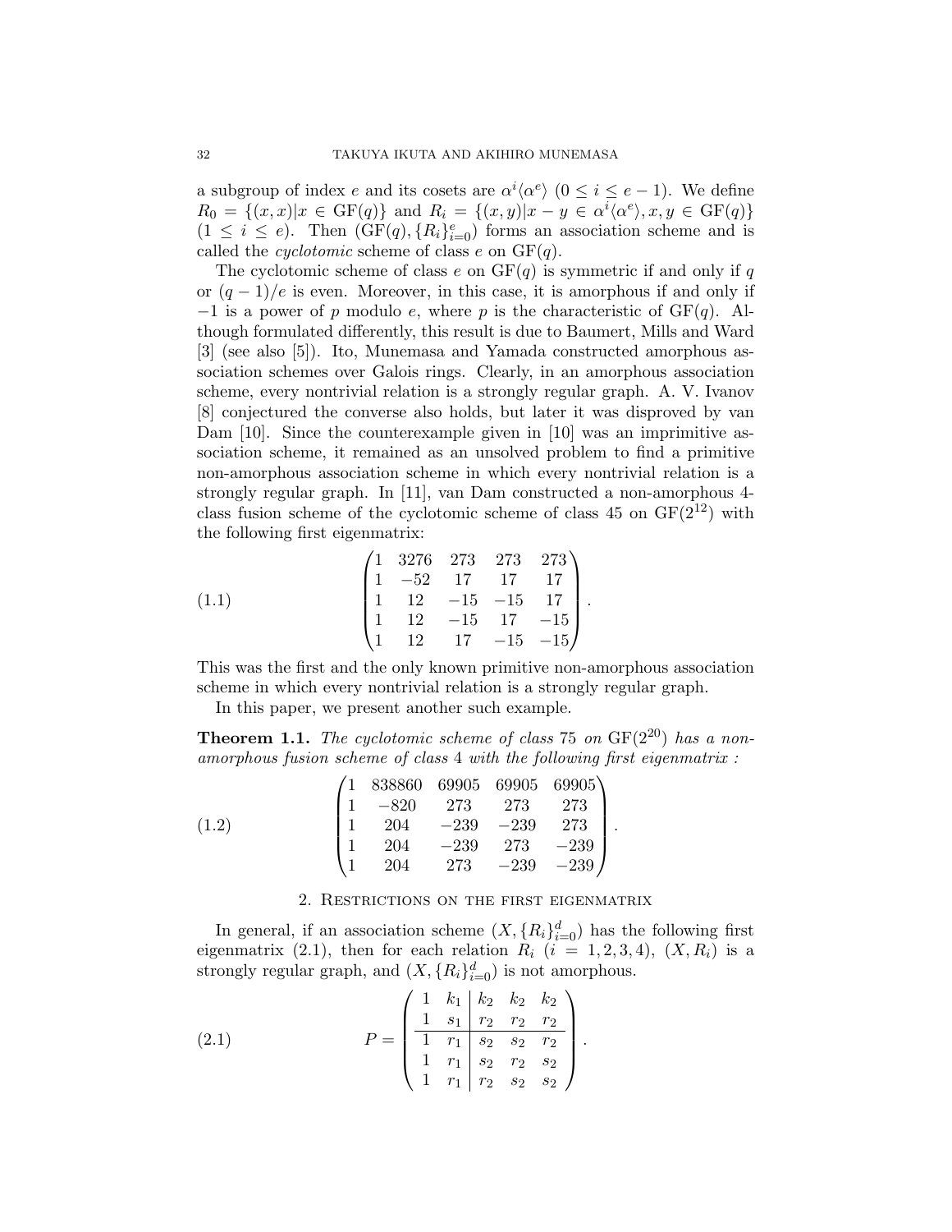a subgroup of index $e$ and its cosets are $\alpha^i\langle\alpha^e\rangle$ $(0 \le i \le e-1)$. We define $R_0 = \{(x,x) | x \in \mathrm{GF}(q)\}$ and $R_i = \{(x,y) | x - y \in \alpha^i\langle\alpha^e\rangle, x, y \in \mathrm{GF}(q)\}$ $(1 \le i \le e)$. Then $(\mathrm{GF}(q), \{R_i\}_{i=0}^e)$ forms an association scheme and is called the *cyclotomic* scheme of class $e$ on $\mathrm{GF}(q)$.

The cyclotomic scheme of class $e$ on $\mathrm{GF}(q)$ is symmetric if and only if $q$ or $(q-1)/e$ is even. Moreover, in this case, it is amorphous if and only if $-1$ is a power of $p$ modulo $e$, where $p$ is the characteristic of $\mathrm{GF}(q)$. Although formulated differently, this result is due to Baumert, Mills and Ward [3] (see also [5]). Ito, Munemasa and Yamada constructed amorphous association schemes over Galois rings. Clearly, in an amorphous association scheme, every nontrivial relation is a strongly regular graph. A. V. Ivanov [8] conjectured the converse also holds, but later it was disproved by van Dam [10]. Since the counterexample given in [10] was an imprimitive association scheme, it remained as an unsolved problem to find a primitive non-amorphous association scheme in which every nontrivial relation is a strongly regular graph. In [11], van Dam constructed a non-amorphous 4-class fusion scheme of the cyclotomic scheme of class 45 on $\mathrm{GF}(2^{12})$ with the following first eigenmatrix:

$$
\begin{pmatrix}
1 & 3276 & 273 & 273 & 273 \\
1 & -52 & 17 & 17 & 17 \\
1 & 12 & -15 & -15 & 17 \\
1 & 12 & -15 & 17 & -15 \\
1 & 12 & 17 & -15 & -15
\end{pmatrix}. \tag{1.1}
$$

This was the first and the only known primitive non-amorphous association scheme in which every nontrivial relation is a strongly regular graph.

In this paper, we present another such example.

**Theorem 1.1.** *The cyclotomic scheme of class* 75 *on* $\mathrm{GF}(2^{20})$ *has a non-amorphous fusion scheme of class* 4 *with the following first eigenmatrix :*

$$
\begin{pmatrix}
1 & 838860 & 69905 & 69905 & 69905 \\
1 & -820 & 273 & 273 & 273 \\
1 & 204 & -239 & -239 & 273 \\
1 & 204 & -239 & 273 & -239 \\
1 & 204 & 273 & -239 & -239
\end{pmatrix}. \tag{1.2}
$$

## 2. Restrictions on the first eigenmatrix

In general, if an association scheme $(X, \{R_i\}_{i=0}^d)$ has the following first eigenmatrix (2.1), then for each relation $R_i$ $(i = 1,2,3,4)$, $(X, R_i)$ is a strongly regular graph, and $(X, \{R_i\}_{i=0}^d)$ is not amorphous.

$$
P = \left(\begin{array}{cc|ccc}
1 & k_1 & k_2 & k_2 & k_2 \\
1 & s_1 & r_2 & r_2 & r_2 \\
\hline
1 & r_1 & s_2 & s_2 & r_2 \\
1 & r_1 & s_2 & r_2 & s_2 \\
1 & r_1 & r_2 & s_2 & s_2
\end{array}\right). \tag{2.1}
$$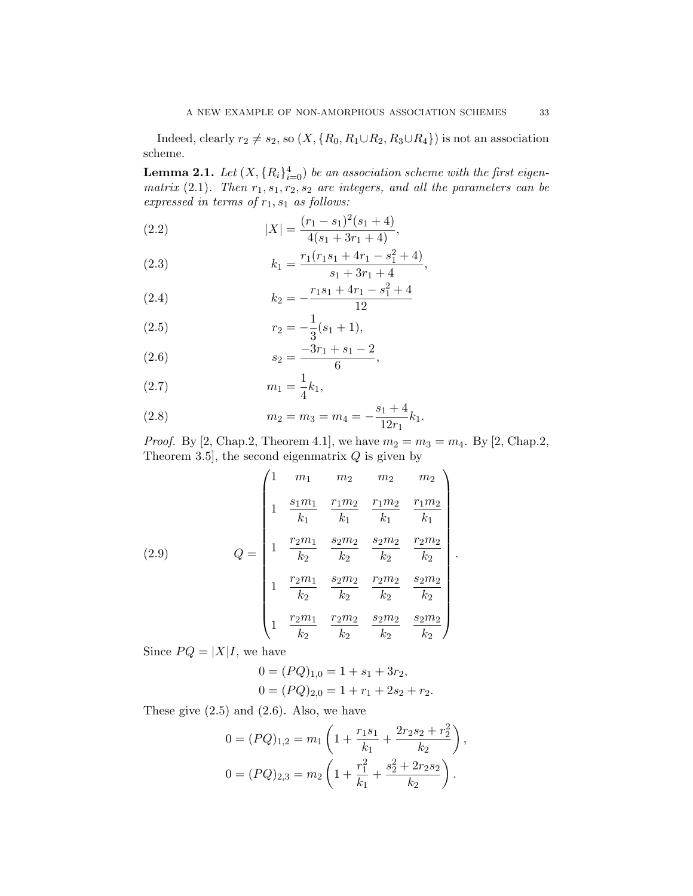Indeed, clearly $r_2 \neq s_2$, so $(X, \{R_0, R_1 \cup R_2, R_3 \cup R_4\})$ is not an association scheme.

**Lemma 2.1.** *Let $(X, \{R_i\}_{i=0}^4)$ be an association scheme with the first eigenmatrix (2.1). Then $r_1, s_1, r_2, s_2$ are integers, and all the parameters can be expressed in terms of $r_1, s_1$ as follows:*

$$|X| = \frac{(r_1 - s_1)^2(s_1 + 4)}{4(s_1 + 3r_1 + 4)}, \tag{2.2}$$

$$k_1 = \frac{r_1(r_1 s_1 + 4r_1 - s_1^2 + 4)}{s_1 + 3r_1 + 4}, \tag{2.3}$$

$$k_2 = -\frac{r_1 s_1 + 4r_1 - s_1^2 + 4}{12} \tag{2.4}$$

$$r_2 = -\frac{1}{3}(s_1 + 1), \tag{2.5}$$

$$s_2 = \frac{-3r_1 + s_1 - 2}{6}, \tag{2.6}$$

$$m_1 = \frac{1}{4}k_1, \tag{2.7}$$

$$m_2 = m_3 = m_4 = -\frac{s_1 + 4}{12 r_1} k_1. \tag{2.8}$$

*Proof.* By [2, Chap.2, Theorem 4.1], we have $m_2 = m_3 = m_4$. By [2, Chap.2, Theorem 3.5], the second eigenmatrix $Q$ is given by

$$Q = \begin{pmatrix} 1 & m_1 & m_2 & m_2 & m_2 \\ 1 & \frac{s_1 m_1}{k_1} & \frac{r_1 m_2}{k_1} & \frac{r_1 m_2}{k_1} & \frac{r_1 m_2}{k_1} \\ 1 & \frac{r_2 m_1}{k_2} & \frac{s_2 m_2}{k_2} & \frac{s_2 m_2}{k_2} & \frac{r_2 m_2}{k_2} \\ 1 & \frac{r_2 m_1}{k_2} & \frac{s_2 m_2}{k_2} & \frac{r_2 m_2}{k_2} & \frac{s_2 m_2}{k_2} \\ 1 & \frac{r_2 m_1}{k_2} & \frac{r_2 m_2}{k_2} & \frac{s_2 m_2}{k_2} & \frac{s_2 m_2}{k_2} \end{pmatrix}. \tag{2.9}$$

Since $PQ = |X|I$, we have

$$0 = (PQ)_{1,0} = 1 + s_1 + 3r_2,$$
$$0 = (PQ)_{2,0} = 1 + r_1 + 2s_2 + r_2.$$

These give (2.5) and (2.6). Also, we have

$$0 = (PQ)_{1,2} = m_1 \left(1 + \frac{r_1 s_1}{k_1} + \frac{2r_2 s_2 + r_2^2}{k_2}\right),$$
$$0 = (PQ)_{2,3} = m_2 \left(1 + \frac{r_1^2}{k_1} + \frac{s_2^2 + 2r_2 s_2}{k_2}\right).$$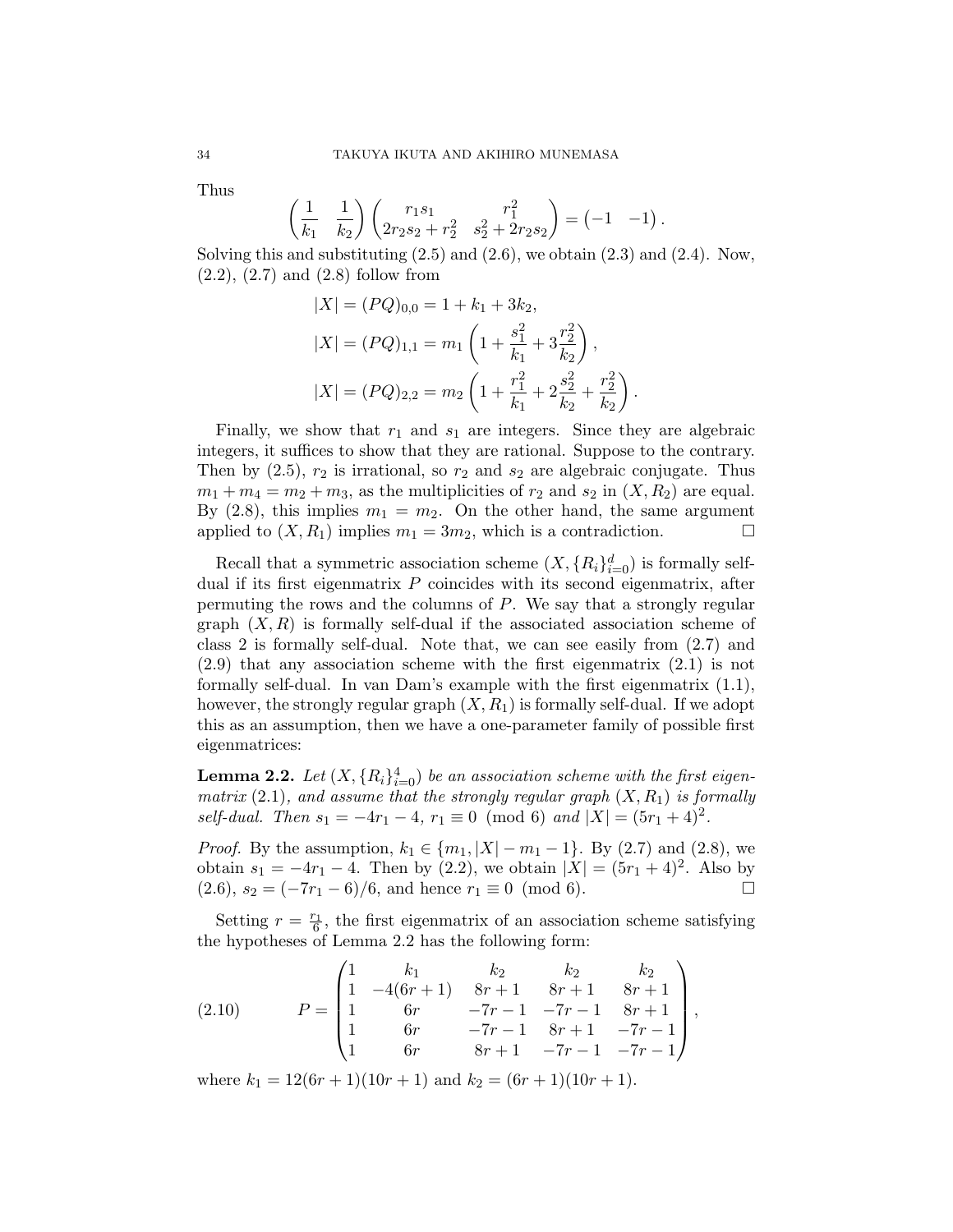Thus

$$\begin{pmatrix} 1 & \frac{1}{k_1} & \frac{1}{k_2} \end{pmatrix} \begin{pmatrix} r_1 s_1 & r_1^2 \\ 2r_2 s_2 + r_2^2 & s_2^2 + 2r_2 s_2 \end{pmatrix} = \begin{pmatrix} -1 & -1 \end{pmatrix}.$$

Solving this and substituting (2.5) and (2.6), we obtain (2.3) and (2.4). Now, (2.2), (2.7) and (2.8) follow from

$$|X| = (PQ)_{0,0} = 1 + k_1 + 3k_2,$$

$$|X| = (PQ)_{1,1} = m_1 \left(1 + \frac{s_1^2}{k_1} + 3\frac{r_2^2}{k_2}\right),$$

$$|X| = (PQ)_{2,2} = m_2 \left(1 + \frac{r_1^2}{k_1} + 2\frac{s_2^2}{k_2} + \frac{r_2^2}{k_2}\right).$$

Finally, we show that $r_1$ and $s_1$ are integers. Since they are algebraic integers, it suffices to show that they are rational. Suppose to the contrary. Then by (2.5), $r_2$ is irrational, so $r_2$ and $s_2$ are algebraic conjugate. Thus $m_1 + m_4 = m_2 + m_3$, as the multiplicities of $r_2$ and $s_2$ in $(X, R_2)$ are equal. By (2.8), this implies $m_1 = m_2$. On the other hand, the same argument applied to $(X, R_1)$ implies $m_1 = 3m_2$, which is a contradiction. □

Recall that a symmetric association scheme $(X, \{R_i\}_{i=0}^d)$ is formally self-dual if its first eigenmatrix $P$ coincides with its second eigenmatrix, after permuting the rows and the columns of $P$. We say that a strongly regular graph $(X, R)$ is formally self-dual if the associated association scheme of class 2 is formally self-dual. Note that, we can see easily from (2.7) and (2.9) that any association scheme with the first eigenmatrix (2.1) is not formally self-dual. In van Dam's example with the first eigenmatrix (1.1), however, the strongly regular graph $(X, R_1)$ is formally self-dual. If we adopt this as an assumption, then we have a one-parameter family of possible first eigenmatrices:

**Lemma 2.2.** *Let $(X, \{R_i\}_{i=0}^4)$ be an association scheme with the first eigenmatrix (2.1), and assume that the strongly regular graph $(X, R_1)$ is formally self-dual. Then $s_1 = -4r_1 - 4$, $r_1 \equiv 0 \pmod 6$ and $|X| = (5r_1 + 4)^2$.*

*Proof.* By the assumption, $k_1 \in \{m_1, |X| - m_1 - 1\}$. By (2.7) and (2.8), we obtain $s_1 = -4r_1 - 4$. Then by (2.2), we obtain $|X| = (5r_1 + 4)^2$. Also by (2.6), $s_2 = (-7r_1 - 6)/6$, and hence $r_1 \equiv 0 \pmod 6$. □

Setting $r = \frac{r_1}{6}$, the first eigenmatrix of an association scheme satisfying the hypotheses of Lemma 2.2 has the following form:

$$P = \begin{pmatrix} 1 & k_1 & k_2 & k_2 & k_2 \\ 1 & -4(6r+1) & 8r+1 & 8r+1 & 8r+1 \\ 1 & 6r & -7r-1 & -7r-1 & 8r+1 \\ 1 & 6r & -7r-1 & 8r+1 & -7r-1 \\ 1 & 6r & 8r+1 & -7r-1 & -7r-1 \end{pmatrix}, \tag{2.10}$$

where $k_1 = 12(6r + 1)(10r + 1)$ and $k_2 = (6r + 1)(10r + 1)$.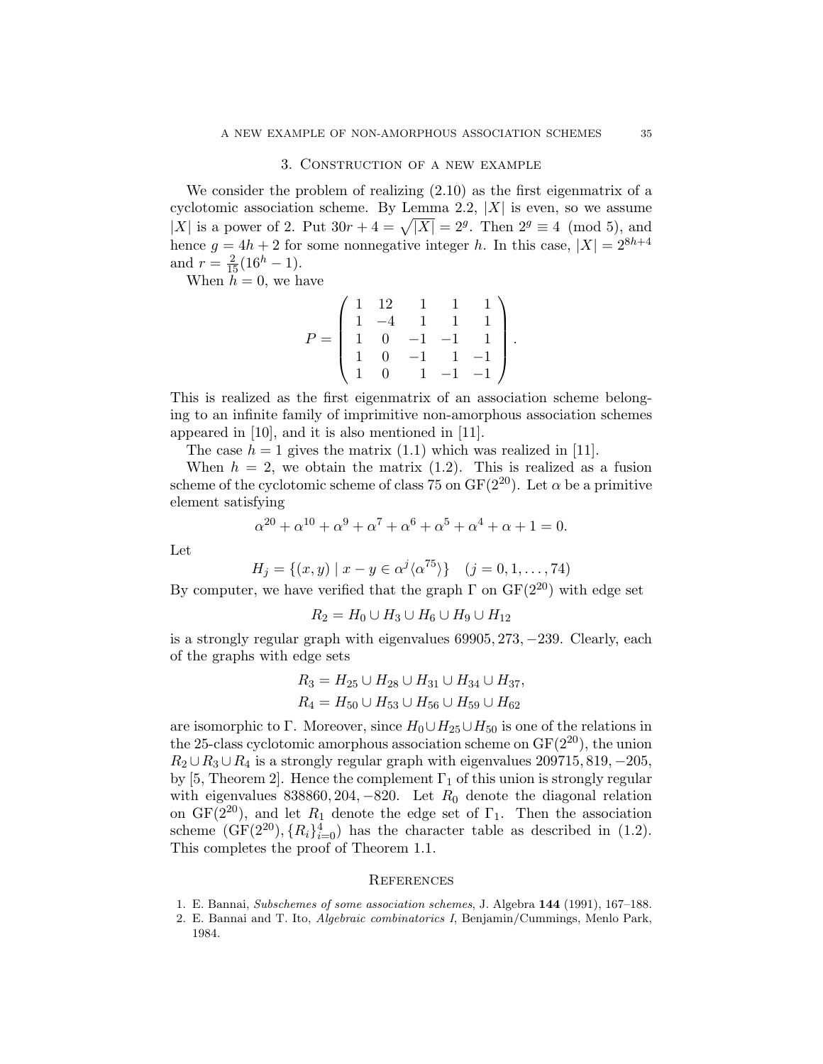## 3. Construction of a new example

We consider the problem of realizing (2.10) as the first eigenmatrix of a cyclotomic association scheme. By Lemma 2.2, $|X|$ is even, so we assume $|X|$ is a power of 2. Put $30r + 4 = \sqrt{|X|} = 2^g$. Then $2^g \equiv 4 \pmod 5$, and hence $g = 4h + 2$ for some nonnegative integer $h$. In this case, $|X| = 2^{8h+4}$ and $r = \frac{2}{15}(16^h - 1)$.

When $h = 0$, we have

$$P = \begin{pmatrix} 1 & 12 & 1 & 1 & 1 \\ 1 & -4 & 1 & 1 & 1 \\ 1 & 0 & -1 & -1 & 1 \\ 1 & 0 & -1 & 1 & -1 \\ 1 & 0 & 1 & -1 & -1 \end{pmatrix}.$$

This is realized as the first eigenmatrix of an association scheme belonging to an infinite family of imprimitive non-amorphous association schemes appeared in [10], and it is also mentioned in [11].

The case $h = 1$ gives the matrix (1.1) which was realized in [11].

When $h = 2$, we obtain the matrix (1.2). This is realized as a fusion scheme of the cyclotomic scheme of class 75 on $\mathrm{GF}(2^{20})$. Let $\alpha$ be a primitive element satisfying

$$\alpha^{20} + \alpha^{10} + \alpha^9 + \alpha^7 + \alpha^6 + \alpha^5 + \alpha^4 + \alpha + 1 = 0.$$

Let

$$H_j = \{(x, y) \mid x - y \in \alpha^j \langle \alpha^{75} \rangle\} \quad (j = 0, 1, \dots, 74)$$

By computer, we have verified that the graph $\Gamma$ on $\mathrm{GF}(2^{20})$ with edge set

$$R_2 = H_0 \cup H_3 \cup H_6 \cup H_9 \cup H_{12}$$

is a strongly regular graph with eigenvalues $69905, 273, -239$. Clearly, each of the graphs with edge sets

$$R_3 = H_{25} \cup H_{28} \cup H_{31} \cup H_{34} \cup H_{37},$$
$$R_4 = H_{50} \cup H_{53} \cup H_{56} \cup H_{59} \cup H_{62}$$

are isomorphic to $\Gamma$. Moreover, since $H_0 \cup H_{25} \cup H_{50}$ is one of the relations in the 25-class cyclotomic amorphous association scheme on $\mathrm{GF}(2^{20})$, the union $R_2 \cup R_3 \cup R_4$ is a strongly regular graph with eigenvalues $209715, 819, -205$, by [5, Theorem 2]. Hence the complement $\Gamma_1$ of this union is strongly regular with eigenvalues $838860, 204, -820$. Let $R_0$ denote the diagonal relation on $\mathrm{GF}(2^{20})$, and let $R_1$ denote the edge set of $\Gamma_1$. Then the association scheme $(\mathrm{GF}(2^{20}), \{R_i\}_{i=0}^{4})$ has the character table as described in (1.2). This completes the proof of Theorem 1.1.

## References

1. E. Bannai, *Subschemes of some association schemes*, J. Algebra **144** (1991), 167–188.
2. E. Bannai and T. Ito, *Algebraic combinatorics I*, Benjamin/Cummings, Menlo Park, 1984.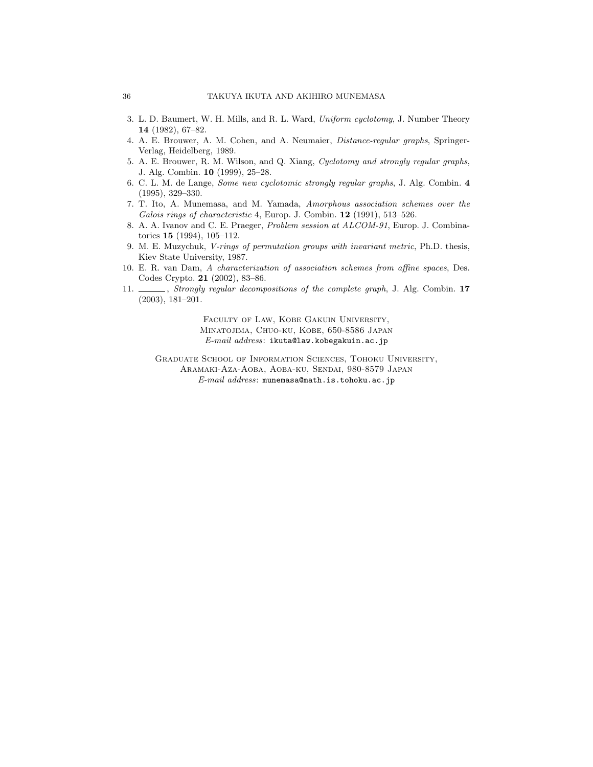3. L. D. Baumert, W. H. Mills, and R. L. Ward, *Uniform cyclotomy*, J. Number Theory **14** (1982), 67–82.
4. A. E. Brouwer, A. M. Cohen, and A. Neumaier, *Distance-regular graphs*, Springer-Verlag, Heidelberg, 1989.
5. A. E. Brouwer, R. M. Wilson, and Q. Xiang, *Cyclotomy and strongly regular graphs*, J. Alg. Combin. **10** (1999), 25–28.
6. C. L. M. de Lange, *Some new cyclotomic strongly regular graphs*, J. Alg. Combin. **4** (1995), 329–330.
7. T. Ito, A. Munemasa, and M. Yamada, *Amorphous association schemes over the Galois rings of characteristic* 4, Europ. J. Combin. **12** (1991), 513–526.
8. A. A. Ivanov and C. E. Praeger, *Problem session at ALCOM-91*, Europ. J. Combinatorics **15** (1994), 105–112.
9. M. E. Muzychuk, *V-rings of permutation groups with invariant metric*, Ph.D. thesis, Kiev State University, 1987.
10. E. R. van Dam, *A characterization of association schemes from affine spaces*, Des. Codes Crypto. **21** (2002), 83–86.
11. ______, *Strongly regular decompositions of the complete graph*, J. Alg. Combin. **17** (2003), 181–201.

Faculty of Law, Kobe Gakuin University,
Minatojima, Chuo-ku, Kobe, 650-8586 Japan
*E-mail address*: `ikuta@law.kobegakuin.ac.jp`

Graduate School of Information Sciences, Tohoku University,
Aramaki-Aza-Aoba, Aoba-ku, Sendai, 980-8579 Japan
*E-mail address*: `munemasa@math.is.tohoku.ac.jp`